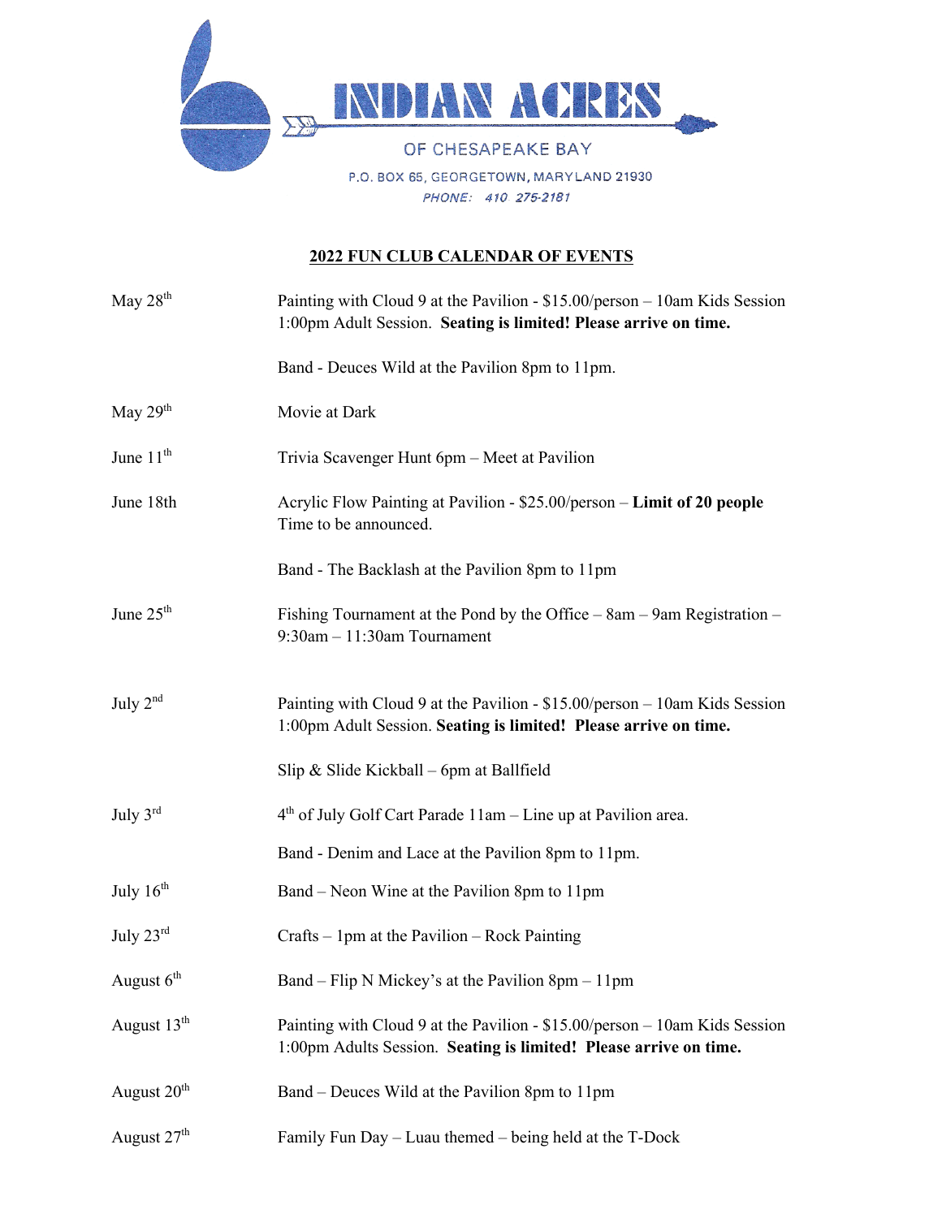# INDIAN ACRES

OF CHESAPEAKE BAY

P.O. BOX 65, GEORGETOWN, MARYLAND 21930

*PHONE: 410 275-2181*

## 2022 FUN CLUB CALENDAR OF EVENTS

| Date | Event |
|---|---|
| May 28th | Painting with Cloud 9 at the Pavilion - $15.00/person – 10am Kids Session 1:00pm Adult Session. **Seating is limited! Please arrive on time.** |
| | Band - Deuces Wild at the Pavilion 8pm to 11pm. |
| May 29th | Movie at Dark |
| June 11th | Trivia Scavenger Hunt 6pm – Meet at Pavilion |
| June 18th | Acrylic Flow Painting at Pavilion - $25.00/person – **Limit of 20 people** Time to be announced. |
| | Band - The Backlash at the Pavilion 8pm to 11pm |
| June 25th | Fishing Tournament at the Pond by the Office – 8am – 9am Registration – 9:30am – 11:30am Tournament |
| July 2nd | Painting with Cloud 9 at the Pavilion - $15.00/person – 10am Kids Session 1:00pm Adult Session. **Seating is limited! Please arrive on time.** |
| | Slip & Slide Kickball – 6pm at Ballfield |
| July 3rd | 4th of July Golf Cart Parade 11am – Line up at Pavilion area. |
| | Band - Denim and Lace at the Pavilion 8pm to 11pm. |
| July 16th | Band – Neon Wine at the Pavilion 8pm to 11pm |
| July 23rd | Crafts – 1pm at the Pavilion – Rock Painting |
| August 6th | Band – Flip N Mickey's at the Pavilion 8pm – 11pm |
| August 13th | Painting with Cloud 9 at the Pavilion - $15.00/person – 10am Kids Session 1:00pm Adults Session. **Seating is limited! Please arrive on time.** |
| August 20th | Band – Deuces Wild at the Pavilion 8pm to 11pm |
| August 27th | Family Fun Day – Luau themed – being held at the T-Dock |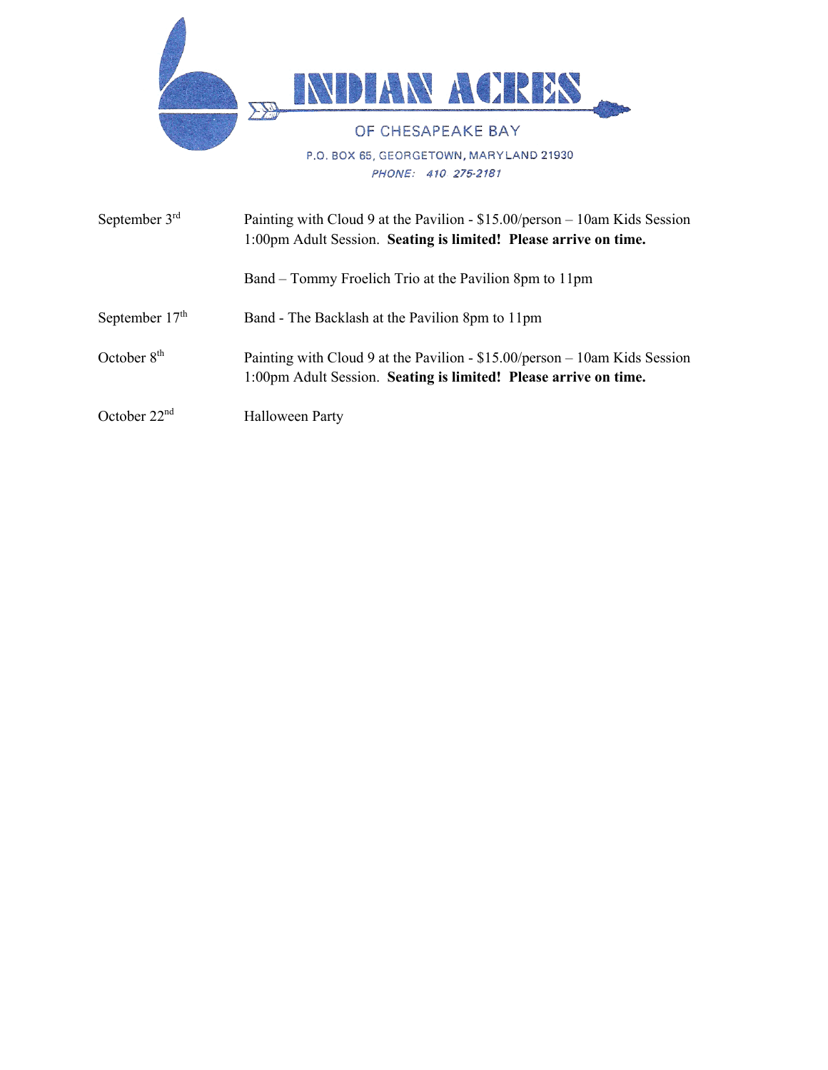# INDIAN ACRES

OF CHESAPEAKE BAY

P.O. BOX 65, GEORGETOWN, MARYLAND 21930

PHONE: 410 275-2181

| | |
|---|---|
| September 3rd | Painting with Cloud 9 at the Pavilion - $15.00/person – 10am Kids Session 1:00pm Adult Session. **Seating is limited! Please arrive on time.** |
| | Band – Tommy Froelich Trio at the Pavilion 8pm to 11pm |
| September 17th | Band - The Backlash at the Pavilion 8pm to 11pm |
| October 8th | Painting with Cloud 9 at the Pavilion - $15.00/person – 10am Kids Session 1:00pm Adult Session. **Seating is limited! Please arrive on time.** |
| October 22nd | Halloween Party |